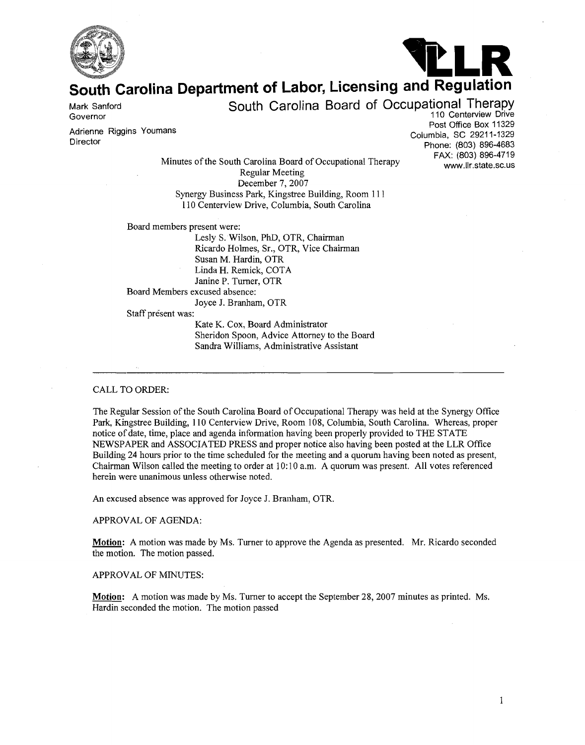# South Carolina Department of Labor, Licensing and Regulation

## South Carolina Board of Occupational Therapy

Mark Sanford
Governor

Adrienne Riggins Youmans
Director

110 Centerview Drive
Post Office Box 11329
Columbia, SC 29211-1329
Phone: (803) 896-4683
FAX: (803) 896-4719
www.llr.state.sc.us

Minutes of the South Carolina Board of Occupational Therapy
Regular Meeting
December 7, 2007
Synergy Business Park, Kingstree Building, Room 111
110 Centerview Drive, Columbia, South Carolina

Board members present were:
- Lesly S. Wilson, PhD, OTR, Chairman
- Ricardo Holmes, Sr., OTR, Vice Chairman
- Susan M. Hardin, OTR
- Linda H. Remick, COTA
- Janine P. Turner, OTR

Board Members excused absence:
- Joyce J. Branham, OTR

Staff present was:
- Kate K. Cox, Board Administrator
- Sheridon Spoon, Advice Attorney to the Board
- Sandra Williams, Administrative Assistant

---

CALL TO ORDER:

The Regular Session of the South Carolina Board of Occupational Therapy was held at the Synergy Office Park, Kingstree Building, 110 Centerview Drive, Room 108, Columbia, South Carolina. Whereas, proper notice of date, time, place and agenda information having been properly provided to THE STATE NEWSPAPER and ASSOCIATED PRESS and proper notice also having been posted at the LLR Office Building 24 hours prior to the time scheduled for the meeting and a quorum having been noted as present, Chairman Wilson called the meeting to order at 10:10 a.m. A quorum was present. All votes referenced herein were unanimous unless otherwise noted.

An excused absence was approved for Joyce J. Branham, OTR.

APPROVAL OF AGENDA:

**Motion:** A motion was made by Ms. Turner to approve the Agenda as presented. Mr. Ricardo seconded the motion. The motion passed.

APPROVAL OF MINUTES:

**Motion:** A motion was made by Ms. Turner to accept the September 28, 2007 minutes as printed. Ms. Hardin seconded the motion. The motion passed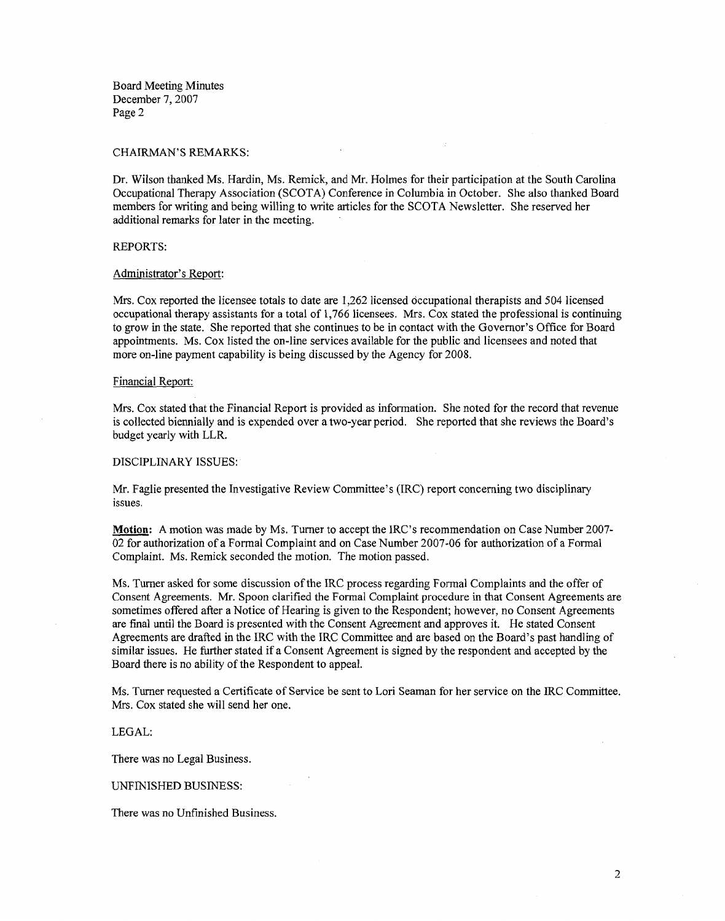## CHAIRMAN'S REMARKS:

Dr. Wilson thanked Ms. Hardin, Ms. Remick, and Mr. Holmes for their participation at the South Carolina Occupational Therapy Association (SCOTA) Conference in Columbia in October. She also thanked Board members for writing and being willing to write articles for the SCOTA Newsletter. She reserved her additional remarks for later in the meeting.

## REPORTS:

### Administrator's Report:

Mrs. Cox reported the licensee totals to date are 1,262 licensed occupational therapists and 504 licensed occupational therapy assistants for a total of 1,766 licensees. Mrs. Cox stated the professional is continuing to grow in the state. She reported that she continues to be in contact with the Governor's Office for Board appointments. Ms. Cox listed the on-line services available for the public and licensees and noted that more on-line payment capability is being discussed by the Agency for 2008.

### Financial Report:

Mrs. Cox stated that the Financial Report is provided as information. She noted for the record that revenue is collected biennially and is expended over a two-year period. She reported that she reviews the Board's budget yearly with LLR.

## DISCIPLINARY ISSUES:

Mr. Faglie presented the Investigative Review Committee's (IRC) report concerning two disciplinary issues.

**Motion:** A motion was made by Ms. Turner to accept the IRC's recommendation on Case Number 2007-02 for authorization of a Formal Complaint and on Case Number 2007-06 for authorization of a Formal Complaint. Ms. Remick seconded the motion. The motion passed.

Ms. Turner asked for some discussion of the IRC process regarding Formal Complaints and the offer of Consent Agreements. Mr. Spoon clarified the Formal Complaint procedure in that Consent Agreements are sometimes offered after a Notice of Hearing is given to the Respondent; however, no Consent Agreements are final until the Board is presented with the Consent Agreement and approves it. He stated Consent Agreements are drafted in the IRC with the IRC Committee and are based on the Board's past handling of similar issues. He further stated if a Consent Agreement is signed by the respondent and accepted by the Board there is no ability of the Respondent to appeal.

Ms. Turner requested a Certificate of Service be sent to Lori Seaman for her service on the IRC Committee. Mrs. Cox stated she will send her one.

## LEGAL:

There was no Legal Business.

## UNFINISHED BUSINESS:

There was no Unfinished Business.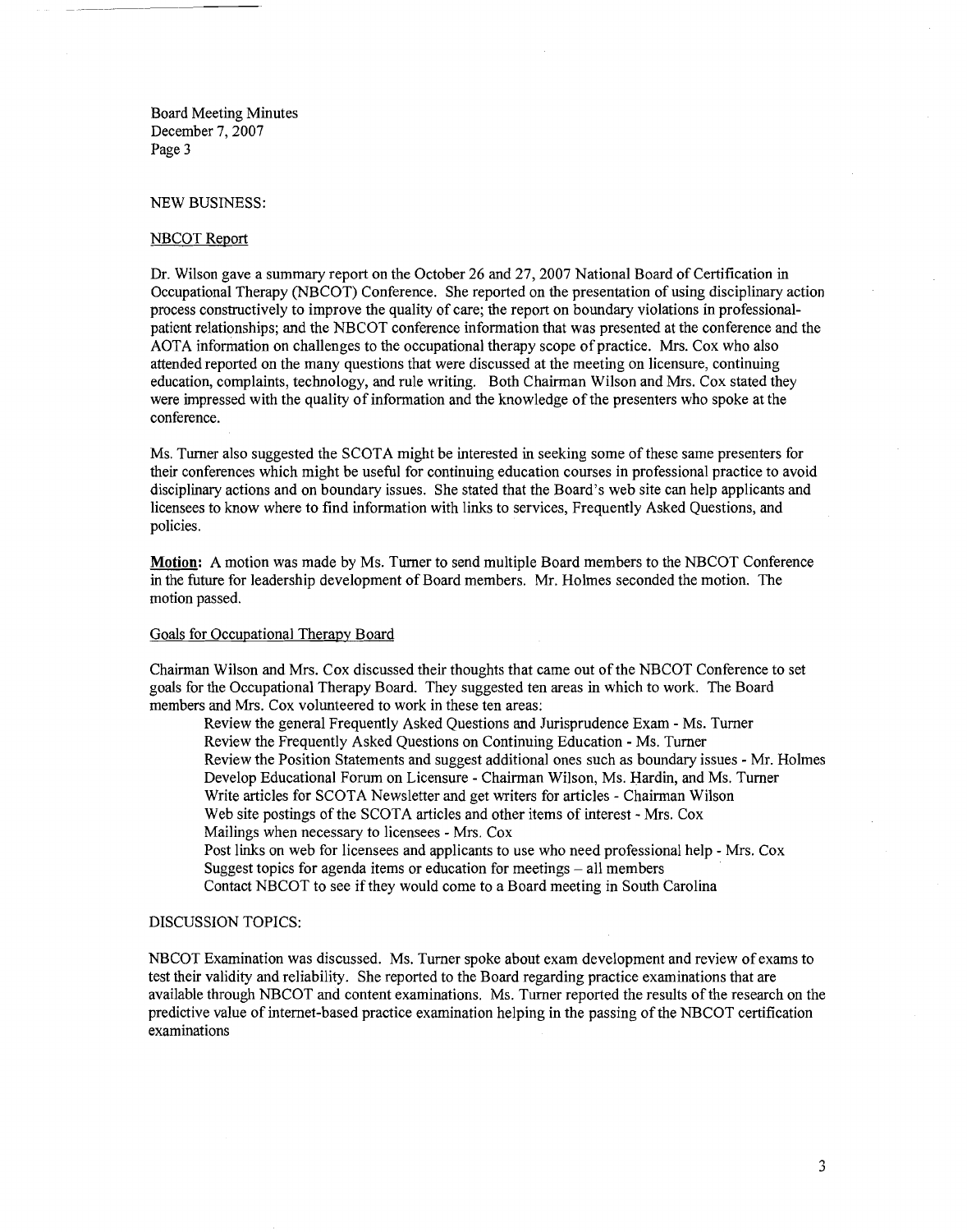NEW BUSINESS:

NBCOT Report

Dr. Wilson gave a summary report on the October 26 and 27, 2007 National Board of Certification in Occupational Therapy (NBCOT) Conference. She reported on the presentation of using disciplinary action process constructively to improve the quality of care; the report on boundary violations in professional-patient relationships; and the NBCOT conference information that was presented at the conference and the AOTA information on challenges to the occupational therapy scope of practice. Mrs. Cox who also attended reported on the many questions that were discussed at the meeting on licensure, continuing education, complaints, technology, and rule writing. Both Chairman Wilson and Mrs. Cox stated they were impressed with the quality of information and the knowledge of the presenters who spoke at the conference.

Ms. Turner also suggested the SCOTA might be interested in seeking some of these same presenters for their conferences which might be useful for continuing education courses in professional practice to avoid disciplinary actions and on boundary issues. She stated that the Board's web site can help applicants and licensees to know where to find information with links to services, Frequently Asked Questions, and policies.

**Motion:** A motion was made by Ms. Turner to send multiple Board members to the NBCOT Conference in the future for leadership development of Board members. Mr. Holmes seconded the motion. The motion passed.

Goals for Occupational Therapy Board

Chairman Wilson and Mrs. Cox discussed their thoughts that came out of the NBCOT Conference to set goals for the Occupational Therapy Board. They suggested ten areas in which to work. The Board members and Mrs. Cox volunteered to work in these ten areas:

- Review the general Frequently Asked Questions and Jurisprudence Exam - Ms. Turner
- Review the Frequently Asked Questions on Continuing Education - Ms. Turner
- Review the Position Statements and suggest additional ones such as boundary issues - Mr. Holmes
- Develop Educational Forum on Licensure - Chairman Wilson, Ms. Hardin, and Ms. Turner
- Write articles for SCOTA Newsletter and get writers for articles - Chairman Wilson
- Web site postings of the SCOTA articles and other items of interest - Mrs. Cox
- Mailings when necessary to licensees - Mrs. Cox
- Post links on web for licensees and applicants to use who need professional help - Mrs. Cox
- Suggest topics for agenda items or education for meetings – all members
- Contact NBCOT to see if they would come to a Board meeting in South Carolina

DISCUSSION TOPICS:

NBCOT Examination was discussed. Ms. Turner spoke about exam development and review of exams to test their validity and reliability. She reported to the Board regarding practice examinations that are available through NBCOT and content examinations. Ms. Turner reported the results of the research on the predictive value of internet-based practice examination helping in the passing of the NBCOT certification examinations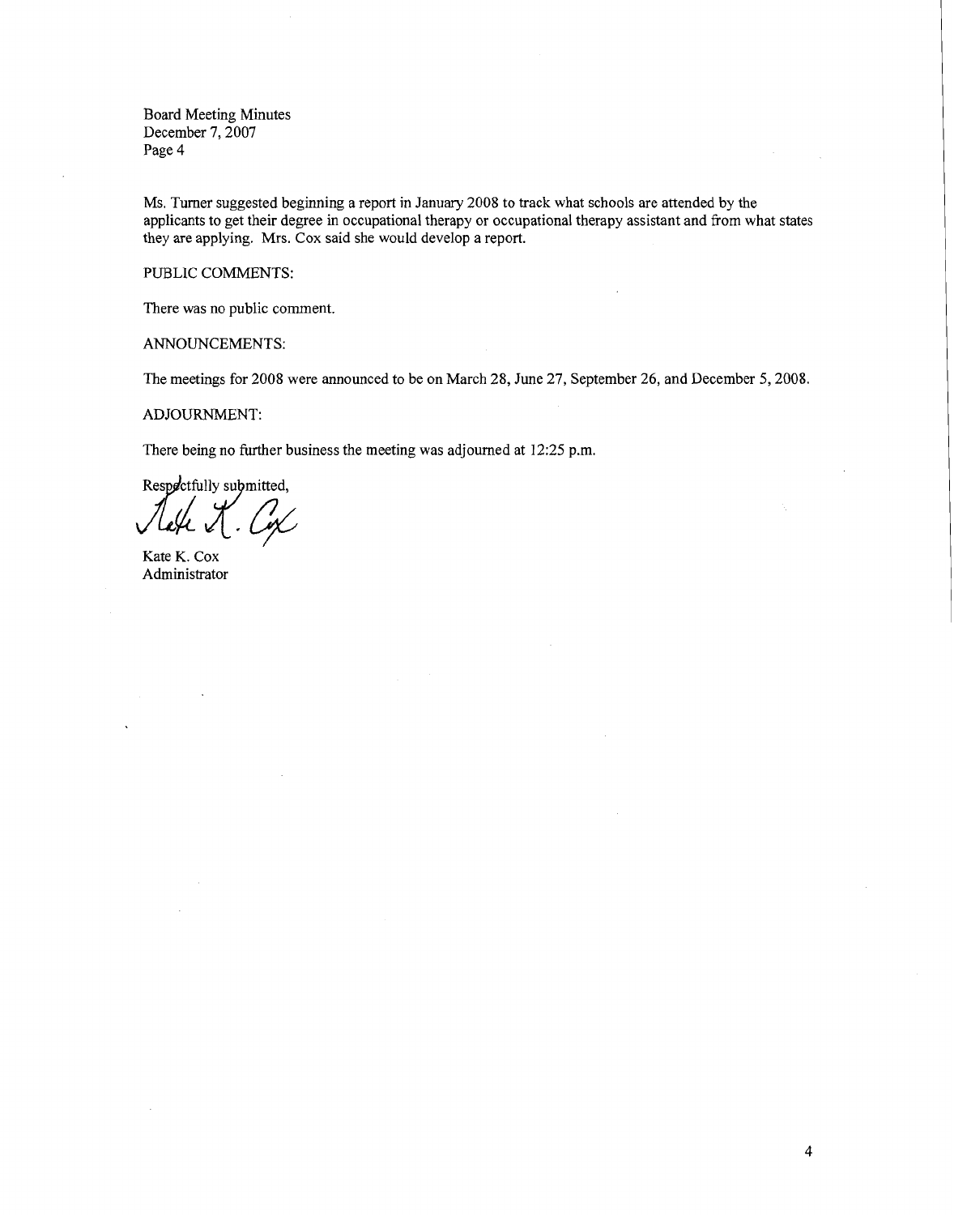Board Meeting Minutes
December 7, 2007
Page 4

Ms. Turner suggested beginning a report in January 2008 to track what schools are attended by the applicants to get their degree in occupational therapy or occupational therapy assistant and from what states they are applying. Mrs. Cox said she would develop a report.

PUBLIC COMMENTS:

There was no public comment.

ANNOUNCEMENTS:

The meetings for 2008 were announced to be on March 28, June 27, September 26, and December 5, 2008.

ADJOURNMENT:

There being no further business the meeting was adjourned at 12:25 p.m.

Respectfully submitted,

Kate K. Cox

Kate K. Cox
Administrator